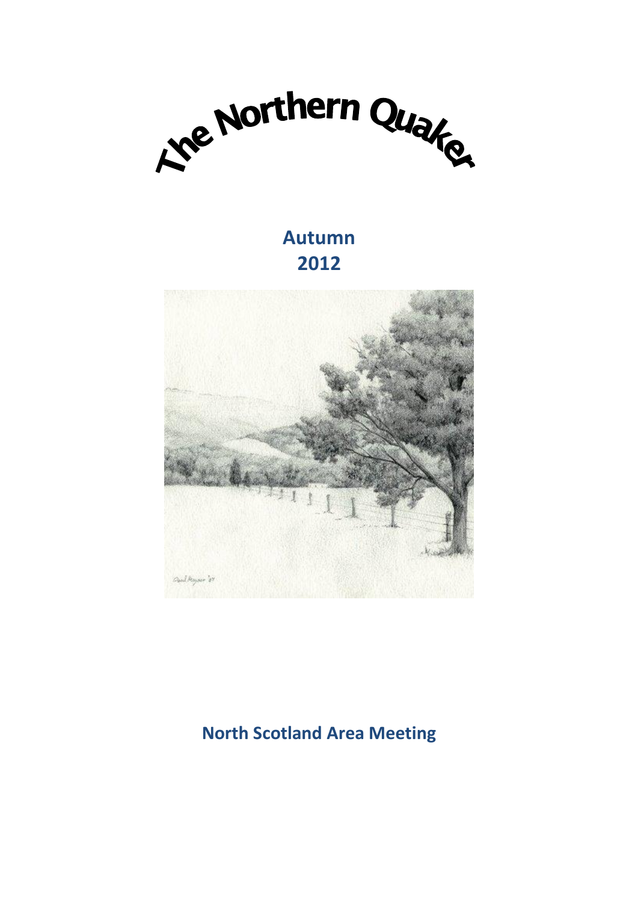# The Northern Quaker

**Autumn 2012**

**North Scotland Area Meeting**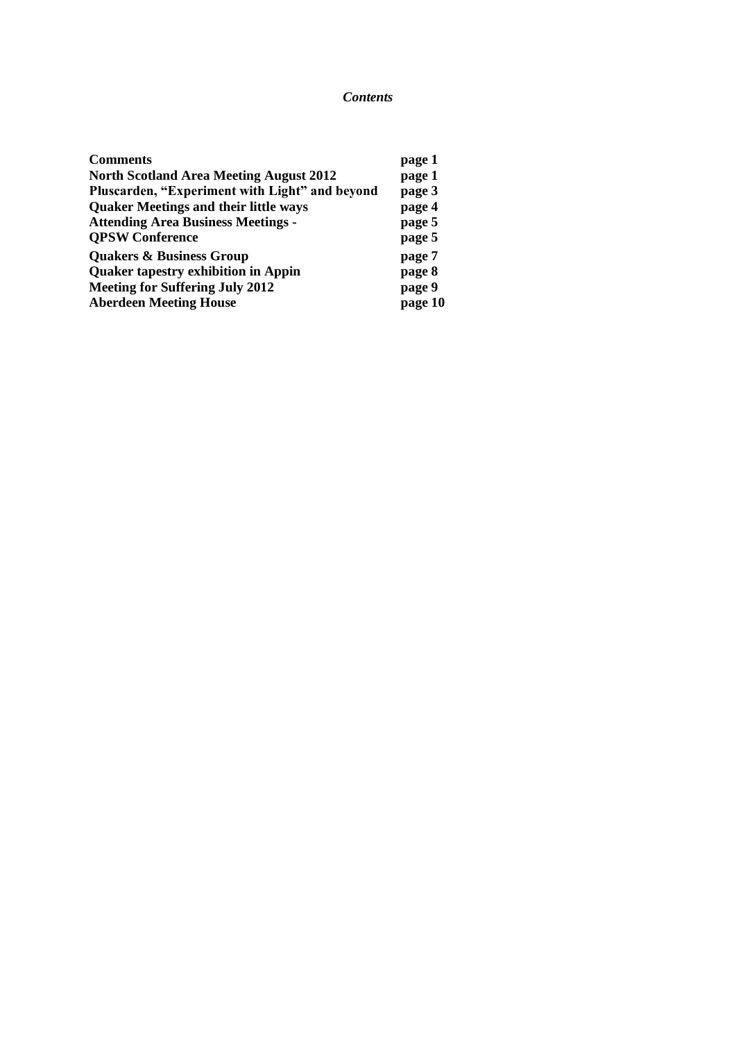*Contents*

| | |
|---|---|
| **Comments** | **page 1** |
| **North Scotland Area Meeting August 2012** | **page 1** |
| **Pluscarden, "Experiment with Light" and beyond** | **page 3** |
| **Quaker Meetings and their little ways** | **page 4** |
| **Attending Area Business Meetings -** | **page 5** |
| **QPSW Conference** | **page 5** |
| **Quakers & Business Group** | **page 7** |
| **Quaker tapestry exhibition in Appin** | **page 8** |
| **Meeting for Suffering July 2012** | **page 9** |
| **Aberdeen Meeting House** | **page 10** |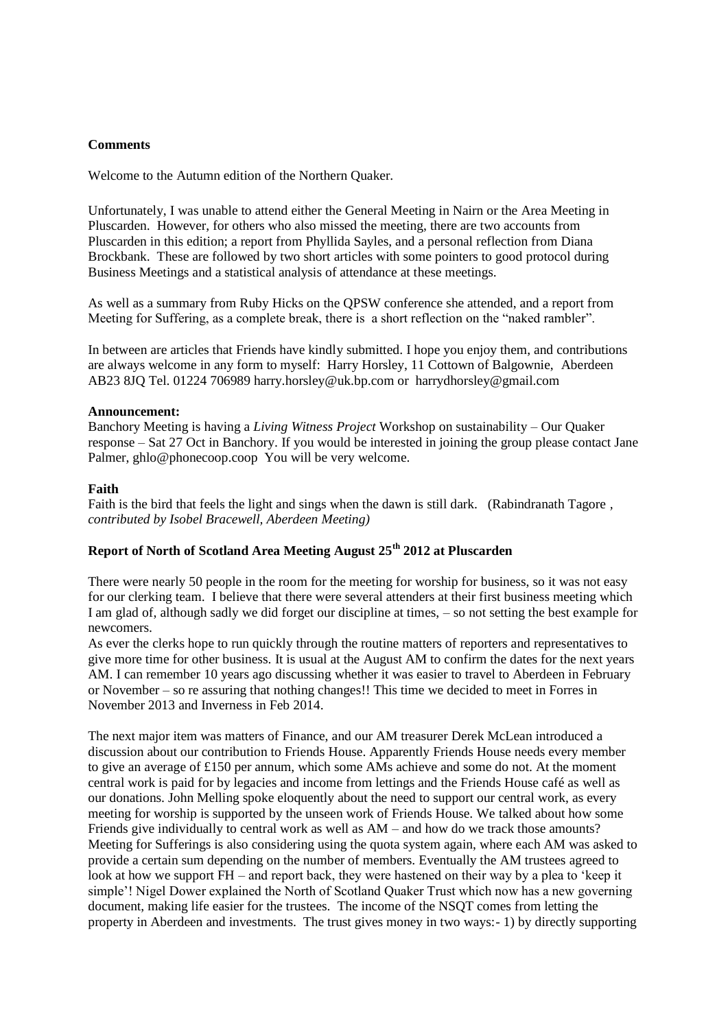**Comments**

Welcome to the Autumn edition of the Northern Quaker.

Unfortunately, I was unable to attend either the General Meeting in Nairn or the Area Meeting in Pluscarden. However, for others who also missed the meeting, there are two accounts from Pluscarden in this edition; a report from Phyllida Sayles, and a personal reflection from Diana Brockbank. These are followed by two short articles with some pointers to good protocol during Business Meetings and a statistical analysis of attendance at these meetings.

As well as a summary from Ruby Hicks on the QPSW conference she attended, and a report from Meeting for Suffering, as a complete break, there is a short reflection on the "naked rambler".

In between are articles that Friends have kindly submitted. I hope you enjoy them, and contributions are always welcome in any form to myself: Harry Horsley, 11 Cottown of Balgownie, Aberdeen AB23 8JQ Tel. 01224 706989 harry.horsley@uk.bp.com or harrydhorsley@gmail.com

**Announcement:**

Banchory Meeting is having a *Living Witness Project* Workshop on sustainability – Our Quaker response – Sat 27 Oct in Banchory. If you would be interested in joining the group please contact Jane Palmer, ghlo@phonecoop.coop You will be very welcome.

**Faith**

Faith is the bird that feels the light and sings when the dawn is still dark. (Rabindranath Tagore , *contributed by Isobel Bracewell, Aberdeen Meeting)*

**Report of North of Scotland Area Meeting August 25th 2012 at Pluscarden**

There were nearly 50 people in the room for the meeting for worship for business, so it was not easy for our clerking team. I believe that there were several attenders at their first business meeting which I am glad of, although sadly we did forget our discipline at times, – so not setting the best example for newcomers.

As ever the clerks hope to run quickly through the routine matters of reporters and representatives to give more time for other business. It is usual at the August AM to confirm the dates for the next years AM. I can remember 10 years ago discussing whether it was easier to travel to Aberdeen in February or November – so re assuring that nothing changes!! This time we decided to meet in Forres in November 2013 and Inverness in Feb 2014.

The next major item was matters of Finance, and our AM treasurer Derek McLean introduced a discussion about our contribution to Friends House. Apparently Friends House needs every member to give an average of £150 per annum, which some AMs achieve and some do not. At the moment central work is paid for by legacies and income from lettings and the Friends House café as well as our donations. John Melling spoke eloquently about the need to support our central work, as every meeting for worship is supported by the unseen work of Friends House. We talked about how some Friends give individually to central work as well as AM – and how do we track those amounts? Meeting for Sufferings is also considering using the quota system again, where each AM was asked to provide a certain sum depending on the number of members. Eventually the AM trustees agreed to look at how we support FH – and report back, they were hastened on their way by a plea to 'keep it simple'! Nigel Dower explained the North of Scotland Quaker Trust which now has a new governing document, making life easier for the trustees. The income of the NSQT comes from letting the property in Aberdeen and investments. The trust gives money in two ways:- 1) by directly supporting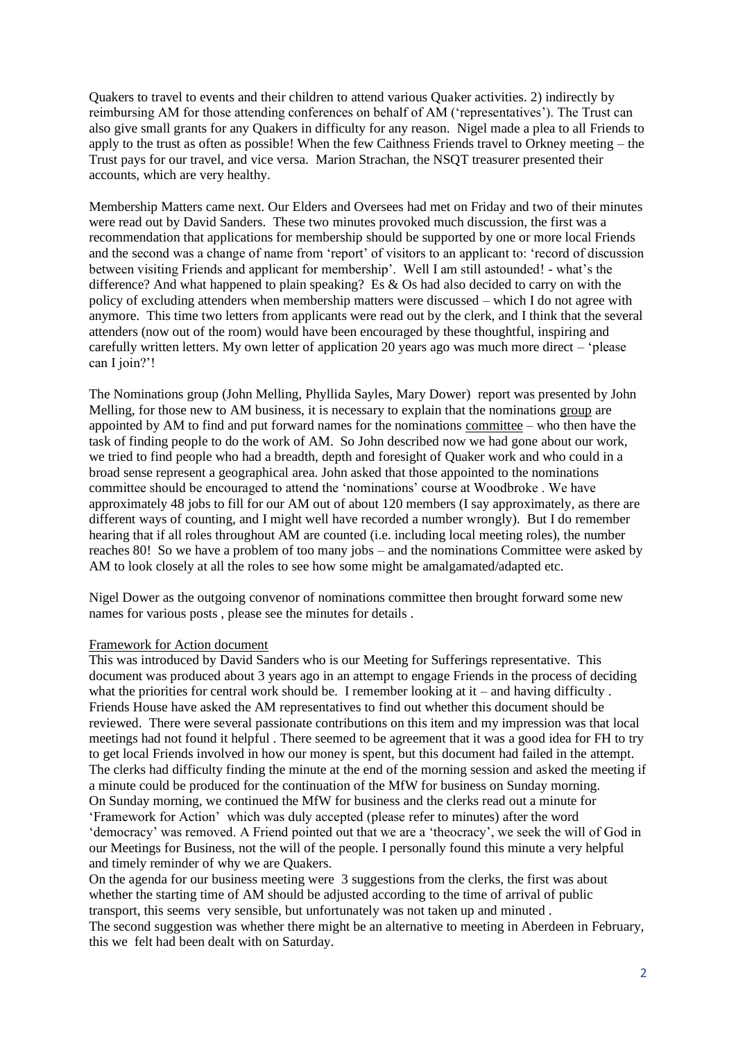Quakers to travel to events and their children to attend various Quaker activities. 2) indirectly by reimbursing AM for those attending conferences on behalf of AM ('representatives'). The Trust can also give small grants for any Quakers in difficulty for any reason. Nigel made a plea to all Friends to apply to the trust as often as possible! When the few Caithness Friends travel to Orkney meeting – the Trust pays for our travel, and vice versa. Marion Strachan, the NSQT treasurer presented their accounts, which are very healthy.

Membership Matters came next. Our Elders and Oversees had met on Friday and two of their minutes were read out by David Sanders. These two minutes provoked much discussion, the first was a recommendation that applications for membership should be supported by one or more local Friends and the second was a change of name from 'report' of visitors to an applicant to: 'record of discussion between visiting Friends and applicant for membership'. Well I am still astounded! - what's the difference? And what happened to plain speaking? Es & Os had also decided to carry on with the policy of excluding attenders when membership matters were discussed – which I do not agree with anymore. This time two letters from applicants were read out by the clerk, and I think that the several attenders (now out of the room) would have been encouraged by these thoughtful, inspiring and carefully written letters. My own letter of application 20 years ago was much more direct – 'please can I join?'!

The Nominations group (John Melling, Phyllida Sayles, Mary Dower) report was presented by John Melling, for those new to AM business, it is necessary to explain that the nominations group are appointed by AM to find and put forward names for the nominations committee – who then have the task of finding people to do the work of AM. So John described now we had gone about our work, we tried to find people who had a breadth, depth and foresight of Quaker work and who could in a broad sense represent a geographical area. John asked that those appointed to the nominations committee should be encouraged to attend the 'nominations' course at Woodbroke . We have approximately 48 jobs to fill for our AM out of about 120 members (I say approximately, as there are different ways of counting, and I might well have recorded a number wrongly). But I do remember hearing that if all roles throughout AM are counted (i.e. including local meeting roles), the number reaches 80! So we have a problem of too many jobs – and the nominations Committee were asked by AM to look closely at all the roles to see how some might be amalgamated/adapted etc.

Nigel Dower as the outgoing convenor of nominations committee then brought forward some new names for various posts , please see the minutes for details .

Framework for Action document

This was introduced by David Sanders who is our Meeting for Sufferings representative. This document was produced about 3 years ago in an attempt to engage Friends in the process of deciding what the priorities for central work should be. I remember looking at it – and having difficulty . Friends House have asked the AM representatives to find out whether this document should be reviewed. There were several passionate contributions on this item and my impression was that local meetings had not found it helpful . There seemed to be agreement that it was a good idea for FH to try to get local Friends involved in how our money is spent, but this document had failed in the attempt. The clerks had difficulty finding the minute at the end of the morning session and asked the meeting if a minute could be produced for the continuation of the MfW for business on Sunday morning. On Sunday morning, we continued the MfW for business and the clerks read out a minute for 'Framework for Action' which was duly accepted (please refer to minutes) after the word 'democracy' was removed. A Friend pointed out that we are a 'theocracy', we seek the will of God in our Meetings for Business, not the will of the people. I personally found this minute a very helpful and timely reminder of why we are Quakers.

On the agenda for our business meeting were 3 suggestions from the clerks, the first was about whether the starting time of AM should be adjusted according to the time of arrival of public transport, this seems very sensible, but unfortunately was not taken up and minuted .

The second suggestion was whether there might be an alternative to meeting in Aberdeen in February, this we felt had been dealt with on Saturday.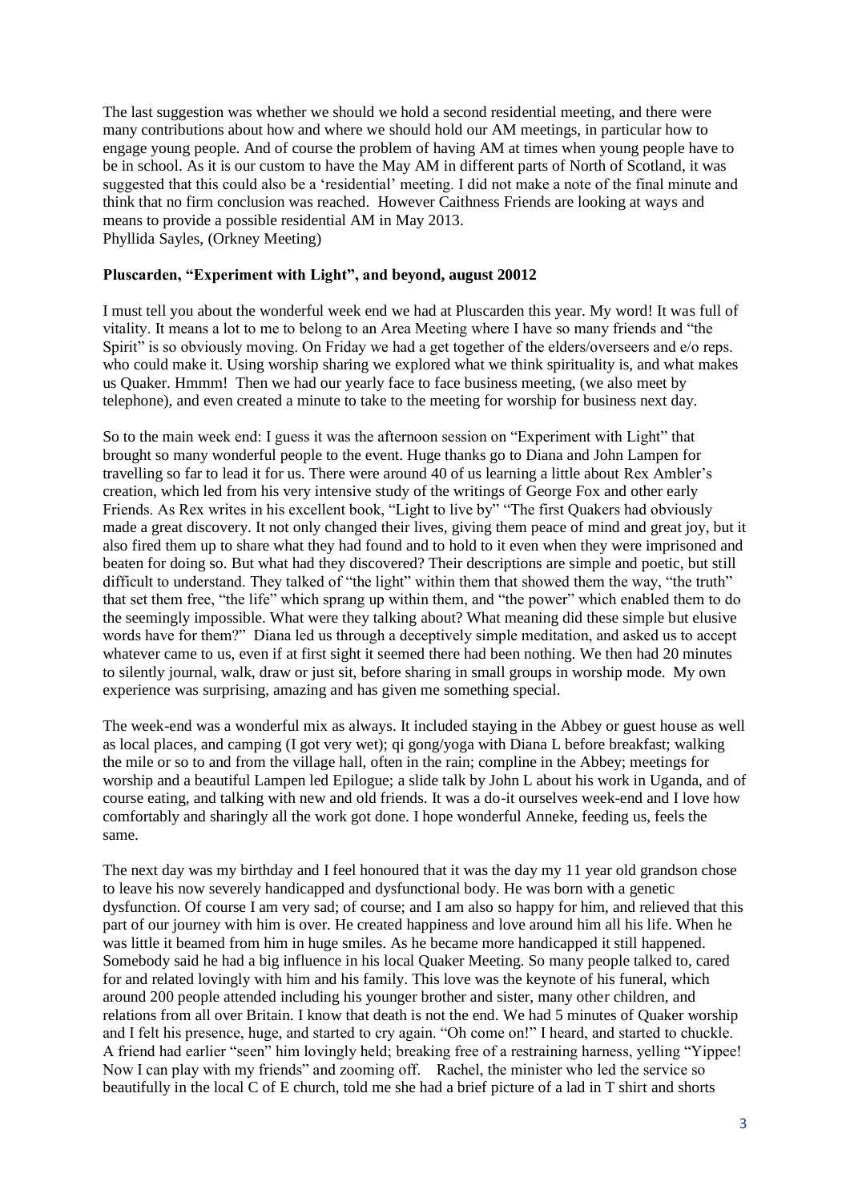The last suggestion was whether we should we hold a second residential meeting, and there were many contributions about how and where we should hold our AM meetings, in particular how to engage young people. And of course the problem of having AM at times when young people have to be in school. As it is our custom to have the May AM in different parts of North of Scotland, it was suggested that this could also be a 'residential' meeting. I did not make a note of the final minute and think that no firm conclusion was reached. However Caithness Friends are looking at ways and means to provide a possible residential AM in May 2013.
Phyllida Sayles, (Orkney Meeting)

**Pluscarden, "Experiment with Light", and beyond, august 20012**

I must tell you about the wonderful week end we had at Pluscarden this year. My word! It was full of vitality. It means a lot to me to belong to an Area Meeting where I have so many friends and "the Spirit" is so obviously moving. On Friday we had a get together of the elders/overseers and e/o reps. who could make it. Using worship sharing we explored what we think spirituality is, and what makes us Quaker. Hmmm! Then we had our yearly face to face business meeting, (we also meet by telephone), and even created a minute to take to the meeting for worship for business next day.

So to the main week end: I guess it was the afternoon session on "Experiment with Light" that brought so many wonderful people to the event. Huge thanks go to Diana and John Lampen for travelling so far to lead it for us. There were around 40 of us learning a little about Rex Ambler's creation, which led from his very intensive study of the writings of George Fox and other early Friends. As Rex writes in his excellent book, "Light to live by" "The first Quakers had obviously made a great discovery. It not only changed their lives, giving them peace of mind and great joy, but it also fired them up to share what they had found and to hold to it even when they were imprisoned and beaten for doing so. But what had they discovered? Their descriptions are simple and poetic, but still difficult to understand. They talked of "the light" within them that showed them the way, "the truth" that set them free, "the life" which sprang up within them, and "the power" which enabled them to do the seemingly impossible. What were they talking about? What meaning did these simple but elusive words have for them?" Diana led us through a deceptively simple meditation, and asked us to accept whatever came to us, even if at first sight it seemed there had been nothing. We then had 20 minutes to silently journal, walk, draw or just sit, before sharing in small groups in worship mode. My own experience was surprising, amazing and has given me something special.

The week-end was a wonderful mix as always. It included staying in the Abbey or guest house as well as local places, and camping (I got very wet); qi gong/yoga with Diana L before breakfast; walking the mile or so to and from the village hall, often in the rain; compline in the Abbey; meetings for worship and a beautiful Lampen led Epilogue; a slide talk by John L about his work in Uganda, and of course eating, and talking with new and old friends. It was a do-it ourselves week-end and I love how comfortably and sharingly all the work got done. I hope wonderful Anneke, feeding us, feels the same.

The next day was my birthday and I feel honoured that it was the day my 11 year old grandson chose to leave his now severely handicapped and dysfunctional body. He was born with a genetic dysfunction. Of course I am very sad; of course; and I am also so happy for him, and relieved that this part of our journey with him is over. He created happiness and love around him all his life. When he was little it beamed from him in huge smiles. As he became more handicapped it still happened. Somebody said he had a big influence in his local Quaker Meeting. So many people talked to, cared for and related lovingly with him and his family. This love was the keynote of his funeral, which around 200 people attended including his younger brother and sister, many other children, and relations from all over Britain. I know that death is not the end. We had 5 minutes of Quaker worship and I felt his presence, huge, and started to cry again. "Oh come on!" I heard, and started to chuckle. A friend had earlier "seen" him lovingly held; breaking free of a restraining harness, yelling "Yippee! Now I can play with my friends" and zooming off. Rachel, the minister who led the service so beautifully in the local C of E church, told me she had a brief picture of a lad in T shirt and shorts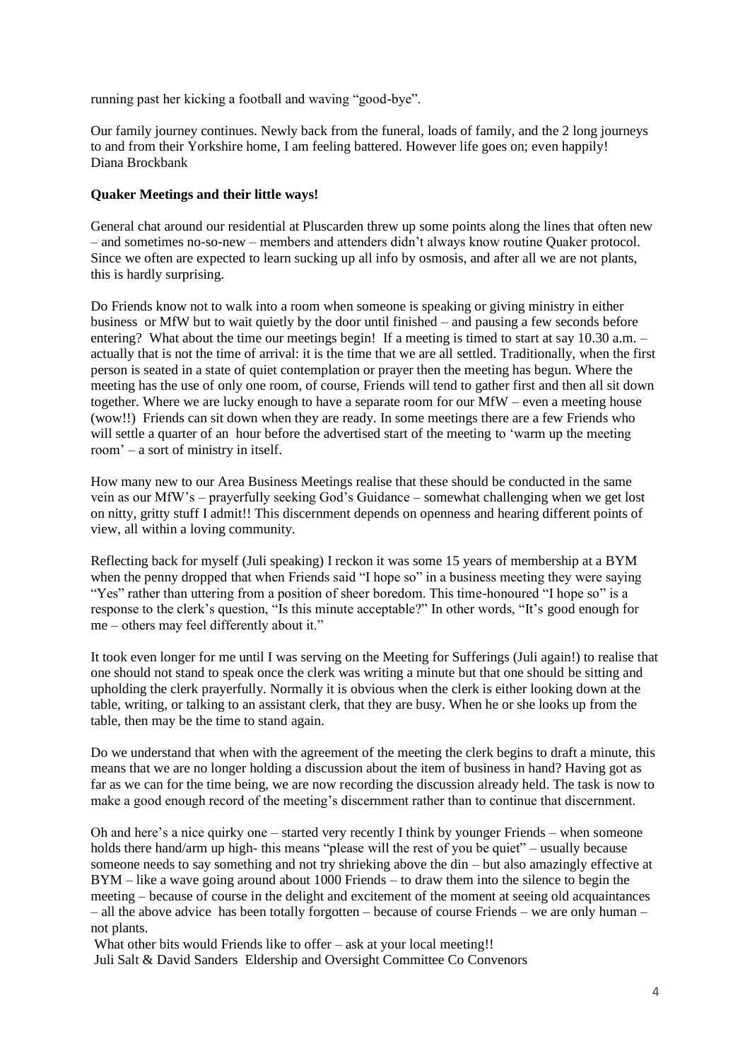running past her kicking a football and waving "good-bye".

Our family journey continues. Newly back from the funeral, loads of family, and the 2 long journeys to and from their Yorkshire home, I am feeling battered. However life goes on; even happily!
Diana Brockbank

**Quaker Meetings and their little ways!**

General chat around our residential at Pluscarden threw up some points along the lines that often new – and sometimes no-so-new – members and attenders didn't always know routine Quaker protocol. Since we often are expected to learn sucking up all info by osmosis, and after all we are not plants, this is hardly surprising.

Do Friends know not to walk into a room when someone is speaking or giving ministry in either business or MfW but to wait quietly by the door until finished – and pausing a few seconds before entering? What about the time our meetings begin! If a meeting is timed to start at say 10.30 a.m. – actually that is not the time of arrival: it is the time that we are all settled. Traditionally, when the first person is seated in a state of quiet contemplation or prayer then the meeting has begun. Where the meeting has the use of only one room, of course, Friends will tend to gather first and then all sit down together. Where we are lucky enough to have a separate room for our MfW – even a meeting house (wow!!) Friends can sit down when they are ready. In some meetings there are a few Friends who will settle a quarter of an hour before the advertised start of the meeting to 'warm up the meeting room' – a sort of ministry in itself.

How many new to our Area Business Meetings realise that these should be conducted in the same vein as our MfW's – prayerfully seeking God's Guidance – somewhat challenging when we get lost on nitty, gritty stuff I admit!! This discernment depends on openness and hearing different points of view, all within a loving community.

Reflecting back for myself (Juli speaking) I reckon it was some 15 years of membership at a BYM when the penny dropped that when Friends said "I hope so" in a business meeting they were saying "Yes" rather than uttering from a position of sheer boredom. This time-honoured "I hope so" is a response to the clerk's question, "Is this minute acceptable?" In other words, "It's good enough for me – others may feel differently about it."

It took even longer for me until I was serving on the Meeting for Sufferings (Juli again!) to realise that one should not stand to speak once the clerk was writing a minute but that one should be sitting and upholding the clerk prayerfully. Normally it is obvious when the clerk is either looking down at the table, writing, or talking to an assistant clerk, that they are busy. When he or she looks up from the table, then may be the time to stand again.

Do we understand that when with the agreement of the meeting the clerk begins to draft a minute, this means that we are no longer holding a discussion about the item of business in hand? Having got as far as we can for the time being, we are now recording the discussion already held. The task is now to make a good enough record of the meeting's discernment rather than to continue that discernment.

Oh and here's a nice quirky one – started very recently I think by younger Friends – when someone holds there hand/arm up high- this means "please will the rest of you be quiet" – usually because someone needs to say something and not try shrieking above the din – but also amazingly effective at BYM – like a wave going around about 1000 Friends – to draw them into the silence to begin the meeting – because of course in the delight and excitement of the moment at seeing old acquaintances – all the above advice has been totally forgotten – because of course Friends – we are only human – not plants.

What other bits would Friends like to offer – ask at your local meeting!!
Juli Salt & David Sanders Eldership and Oversight Committee Co Convenors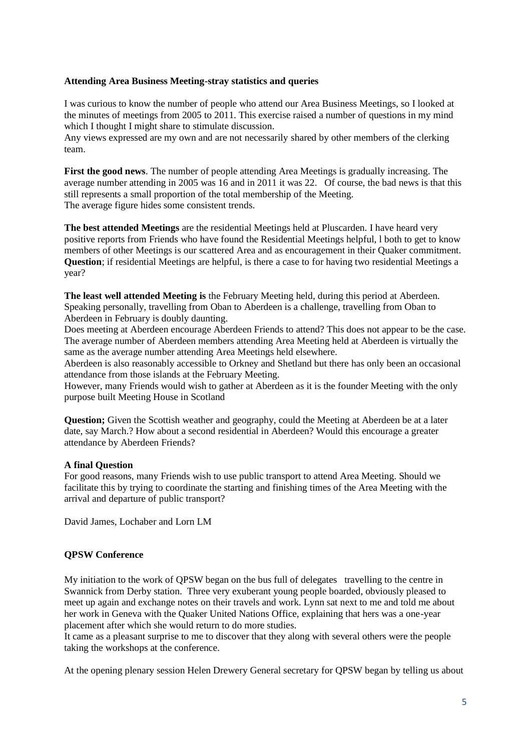**Attending Area Business Meeting-stray statistics and queries**

I was curious to know the number of people who attend our Area Business Meetings, so I looked at the minutes of meetings from 2005 to 2011. This exercise raised a number of questions in my mind which I thought I might share to stimulate discussion.
Any views expressed are my own and are not necessarily shared by other members of the clerking team.

**First the good news**. The number of people attending Area Meetings is gradually increasing. The average number attending in 2005 was 16 and in 2011 it was 22. Of course, the bad news is that this still represents a small proportion of the total membership of the Meeting.
The average figure hides some consistent trends.

**The best attended Meetings** are the residential Meetings held at Pluscarden. I have heard very positive reports from Friends who have found the Residential Meetings helpful, l both to get to know members of other Meetings is our scattered Area and as encouragement in their Quaker commitment.
**Question**; if residential Meetings are helpful, is there a case to for having two residential Meetings a year?

**The least well attended Meeting is** the February Meeting held, during this period at Aberdeen. Speaking personally, travelling from Oban to Aberdeen is a challenge, travelling from Oban to Aberdeen in February is doubly daunting.
Does meeting at Aberdeen encourage Aberdeen Friends to attend? This does not appear to be the case. The average number of Aberdeen members attending Area Meeting held at Aberdeen is virtually the same as the average number attending Area Meetings held elsewhere.
Aberdeen is also reasonably accessible to Orkney and Shetland but there has only been an occasional attendance from those islands at the February Meeting.
However, many Friends would wish to gather at Aberdeen as it is the founder Meeting with the only purpose built Meeting House in Scotland

**Question;** Given the Scottish weather and geography, could the Meeting at Aberdeen be at a later date, say March.? How about a second residential in Aberdeen? Would this encourage a greater attendance by Aberdeen Friends?

**A final Question**
For good reasons, many Friends wish to use public transport to attend Area Meeting. Should we facilitate this by trying to coordinate the starting and finishing times of the Area Meeting with the arrival and departure of public transport?

David James, Lochaber and Lorn LM

**QPSW Conference**

My initiation to the work of QPSW began on the bus full of delegates travelling to the centre in Swannick from Derby station. Three very exuberant young people boarded, obviously pleased to meet up again and exchange notes on their travels and work. Lynn sat next to me and told me about her work in Geneva with the Quaker United Nations Office, explaining that hers was a one-year placement after which she would return to do more studies.
It came as a pleasant surprise to me to discover that they along with several others were the people taking the workshops at the conference.

At the opening plenary session Helen Drewery General secretary for QPSW began by telling us about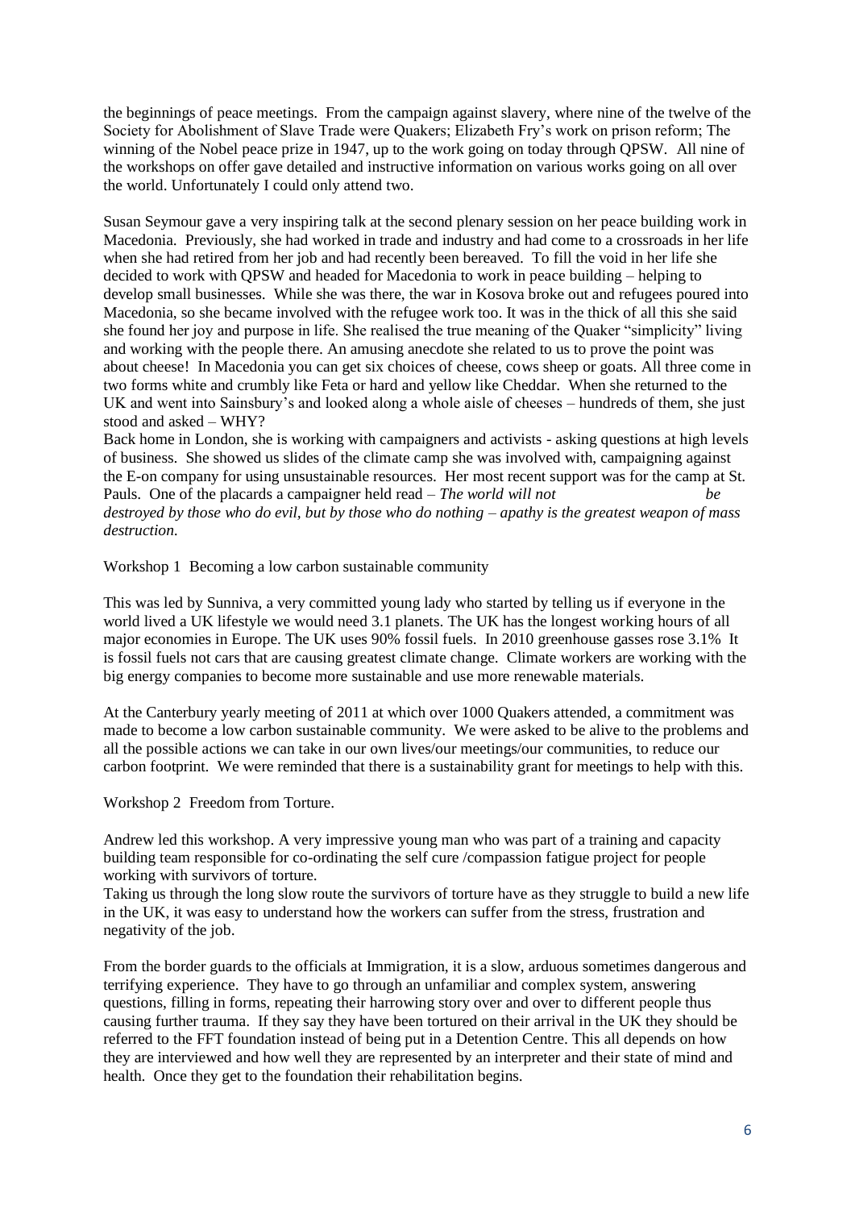the beginnings of peace meetings. From the campaign against slavery, where nine of the twelve of the Society for Abolishment of Slave Trade were Quakers; Elizabeth Fry's work on prison reform; The winning of the Nobel peace prize in 1947, up to the work going on today through QPSW. All nine of the workshops on offer gave detailed and instructive information on various works going on all over the world. Unfortunately I could only attend two.

Susan Seymour gave a very inspiring talk at the second plenary session on her peace building work in Macedonia. Previously, she had worked in trade and industry and had come to a crossroads in her life when she had retired from her job and had recently been bereaved. To fill the void in her life she decided to work with QPSW and headed for Macedonia to work in peace building – helping to develop small businesses. While she was there, the war in Kosova broke out and refugees poured into Macedonia, so she became involved with the refugee work too. It was in the thick of all this she said she found her joy and purpose in life. She realised the true meaning of the Quaker "simplicity" living and working with the people there. An amusing anecdote she related to us to prove the point was about cheese! In Macedonia you can get six choices of cheese, cows sheep or goats. All three come in two forms white and crumbly like Feta or hard and yellow like Cheddar. When she returned to the UK and went into Sainsbury's and looked along a whole aisle of cheeses – hundreds of them, she just stood and asked – WHY?

Back home in London, she is working with campaigners and activists - asking questions at high levels of business. She showed us slides of the climate camp she was involved with, campaigning against the E-on company for using unsustainable resources. Her most recent support was for the camp at St. Pauls. One of the placards a campaigner held read – *The world will not be destroyed by those who do evil, but by those who do nothing – apathy is the greatest weapon of mass destruction.*

Workshop 1 Becoming a low carbon sustainable community

This was led by Sunniva, a very committed young lady who started by telling us if everyone in the world lived a UK lifestyle we would need 3.1 planets. The UK has the longest working hours of all major economies in Europe. The UK uses 90% fossil fuels. In 2010 greenhouse gasses rose 3.1% It is fossil fuels not cars that are causing greatest climate change. Climate workers are working with the big energy companies to become more sustainable and use more renewable materials.

At the Canterbury yearly meeting of 2011 at which over 1000 Quakers attended, a commitment was made to become a low carbon sustainable community. We were asked to be alive to the problems and all the possible actions we can take in our own lives/our meetings/our communities, to reduce our carbon footprint. We were reminded that there is a sustainability grant for meetings to help with this.

Workshop 2 Freedom from Torture.

Andrew led this workshop. A very impressive young man who was part of a training and capacity building team responsible for co-ordinating the self cure /compassion fatigue project for people working with survivors of torture.

Taking us through the long slow route the survivors of torture have as they struggle to build a new life in the UK, it was easy to understand how the workers can suffer from the stress, frustration and negativity of the job.

From the border guards to the officials at Immigration, it is a slow, arduous sometimes dangerous and terrifying experience. They have to go through an unfamiliar and complex system, answering questions, filling in forms, repeating their harrowing story over and over to different people thus causing further trauma. If they say they have been tortured on their arrival in the UK they should be referred to the FFT foundation instead of being put in a Detention Centre. This all depends on how they are interviewed and how well they are represented by an interpreter and their state of mind and health. Once they get to the foundation their rehabilitation begins.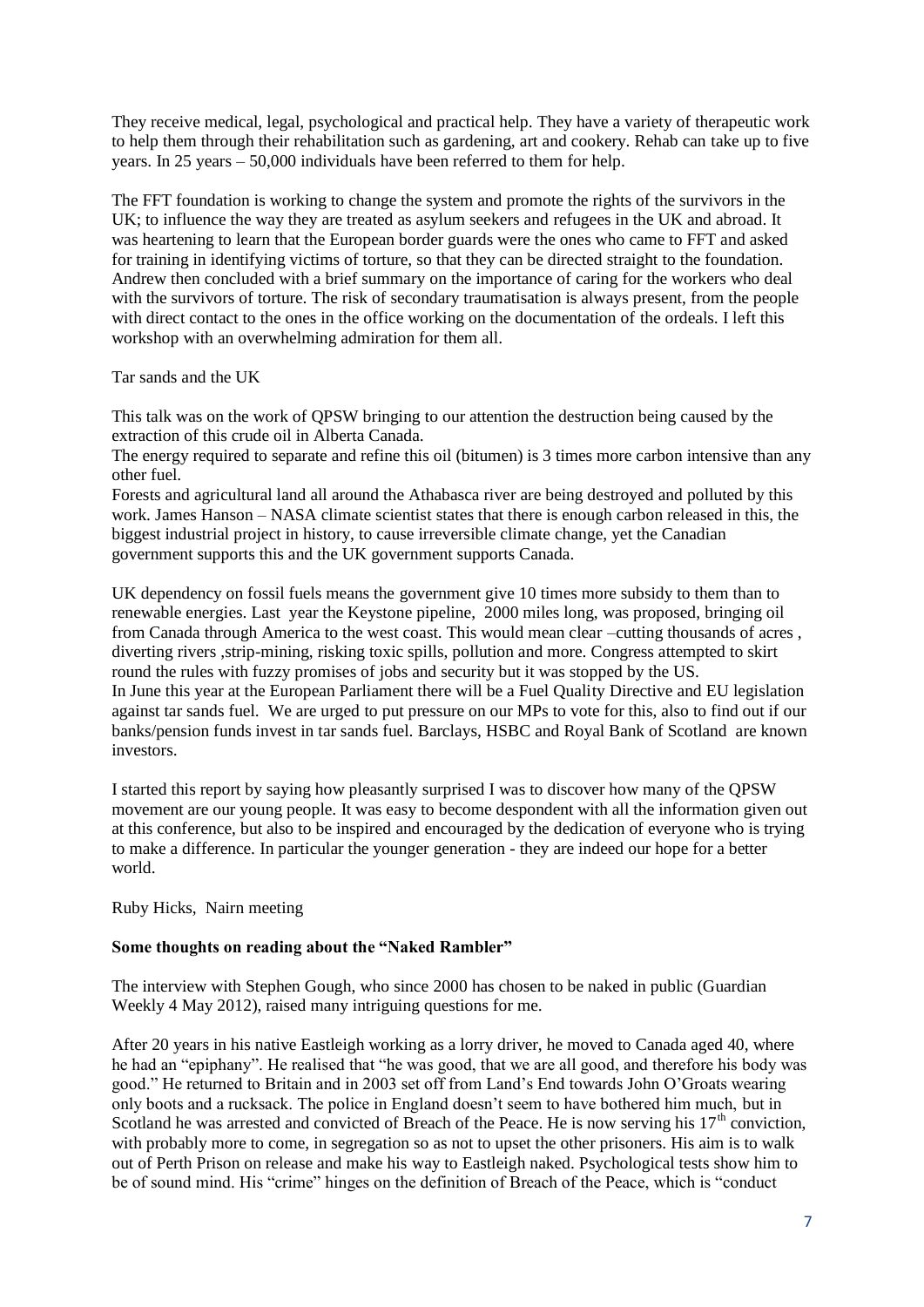They receive medical, legal, psychological and practical help. They have a variety of therapeutic work to help them through their rehabilitation such as gardening, art and cookery. Rehab can take up to five years. In 25 years – 50,000 individuals have been referred to them for help.

The FFT foundation is working to change the system and promote the rights of the survivors in the UK; to influence the way they are treated as asylum seekers and refugees in the UK and abroad. It was heartening to learn that the European border guards were the ones who came to FFT and asked for training in identifying victims of torture, so that they can be directed straight to the foundation. Andrew then concluded with a brief summary on the importance of caring for the workers who deal with the survivors of torture. The risk of secondary traumatisation is always present, from the people with direct contact to the ones in the office working on the documentation of the ordeals. I left this workshop with an overwhelming admiration for them all.

Tar sands and the UK

This talk was on the work of QPSW bringing to our attention the destruction being caused by the extraction of this crude oil in Alberta Canada.
The energy required to separate and refine this oil (bitumen) is 3 times more carbon intensive than any other fuel.
Forests and agricultural land all around the Athabasca river are being destroyed and polluted by this work. James Hanson – NASA climate scientist states that there is enough carbon released in this, the biggest industrial project in history, to cause irreversible climate change, yet the Canadian government supports this and the UK government supports Canada.

UK dependency on fossil fuels means the government give 10 times more subsidy to them than to renewable energies. Last year the Keystone pipeline, 2000 miles long, was proposed, bringing oil from Canada through America to the west coast. This would mean clear –cutting thousands of acres , diverting rivers ,strip-mining, risking toxic spills, pollution and more. Congress attempted to skirt round the rules with fuzzy promises of jobs and security but it was stopped by the US.
In June this year at the European Parliament there will be a Fuel Quality Directive and EU legislation against tar sands fuel. We are urged to put pressure on our MPs to vote for this, also to find out if our banks/pension funds invest in tar sands fuel. Barclays, HSBC and Royal Bank of Scotland are known investors.

I started this report by saying how pleasantly surprised I was to discover how many of the QPSW movement are our young people. It was easy to become despondent with all the information given out at this conference, but also to be inspired and encouraged by the dedication of everyone who is trying to make a difference. In particular the younger generation - they are indeed our hope for a better world.

Ruby Hicks, Nairn meeting

**Some thoughts on reading about the "Naked Rambler"**

The interview with Stephen Gough, who since 2000 has chosen to be naked in public (Guardian Weekly 4 May 2012), raised many intriguing questions for me.

After 20 years in his native Eastleigh working as a lorry driver, he moved to Canada aged 40, where he had an "epiphany". He realised that "he was good, that we are all good, and therefore his body was good." He returned to Britain and in 2003 set off from Land's End towards John O'Groats wearing only boots and a rucksack. The police in England doesn't seem to have bothered him much, but in Scotland he was arrested and convicted of Breach of the Peace. He is now serving his 17th conviction, with probably more to come, in segregation so as not to upset the other prisoners. His aim is to walk out of Perth Prison on release and make his way to Eastleigh naked. Psychological tests show him to be of sound mind. His "crime" hinges on the definition of Breach of the Peace, which is "conduct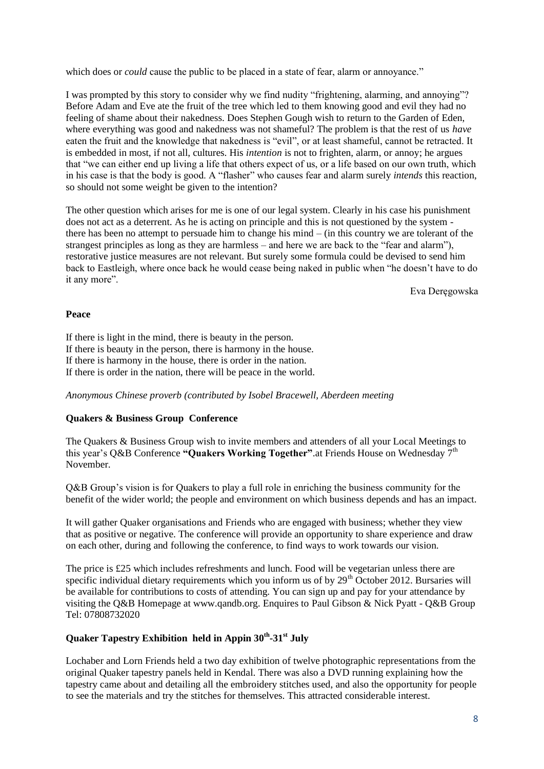which does or *could* cause the public to be placed in a state of fear, alarm or annoyance."

I was prompted by this story to consider why we find nudity "frightening, alarming, and annoying"? Before Adam and Eve ate the fruit of the tree which led to them knowing good and evil they had no feeling of shame about their nakedness. Does Stephen Gough wish to return to the Garden of Eden, where everything was good and nakedness was not shameful? The problem is that the rest of us *have* eaten the fruit and the knowledge that nakedness is "evil", or at least shameful, cannot be retracted. It is embedded in most, if not all, cultures. His *intention* is not to frighten, alarm, or annoy; he argues that "we can either end up living a life that others expect of us, or a life based on our own truth, which in his case is that the body is good. A "flasher" who causes fear and alarm surely *intends* this reaction, so should not some weight be given to the intention?

The other question which arises for me is one of our legal system. Clearly in his case his punishment does not act as a deterrent. As he is acting on principle and this is not questioned by the system - there has been no attempt to persuade him to change his mind – (in this country we are tolerant of the strangest principles as long as they are harmless – and here we are back to the "fear and alarm"), restorative justice measures are not relevant. But surely some formula could be devised to send him back to Eastleigh, where once back he would cease being naked in public when "he doesn't have to do it any more".

Eva Deręgowska

**Peace**

If there is light in the mind, there is beauty in the person.
If there is beauty in the person, there is harmony in the house.
If there is harmony in the house, there is order in the nation.
If there is order in the nation, there will be peace in the world.

*Anonymous Chinese proverb (contributed by Isobel Bracewell, Aberdeen meeting*

**Quakers & Business Group Conference**

The Quakers & Business Group wish to invite members and attenders of all your Local Meetings to this year's Q&B Conference **"Quakers Working Together"**.at Friends House on Wednesday 7th November.

Q&B Group's vision is for Quakers to play a full role in enriching the business community for the benefit of the wider world; the people and environment on which business depends and has an impact.

It will gather Quaker organisations and Friends who are engaged with business; whether they view that as positive or negative. The conference will provide an opportunity to share experience and draw on each other, during and following the conference, to find ways to work towards our vision.

The price is £25 which includes refreshments and lunch. Food will be vegetarian unless there are specific individual dietary requirements which you inform us of by 29th October 2012. Bursaries will be available for contributions to costs of attending. You can sign up and pay for your attendance by visiting the Q&B Homepage at www.qandb.org. Enquires to Paul Gibson & Nick Pyatt - Q&B Group Tel: 07808732020

**Quaker Tapestry Exhibition held in Appin 30th-31st July**

Lochaber and Lorn Friends held a two day exhibition of twelve photographic representations from the original Quaker tapestry panels held in Kendal. There was also a DVD running explaining how the tapestry came about and detailing all the embroidery stitches used, and also the opportunity for people to see the materials and try the stitches for themselves. This attracted considerable interest.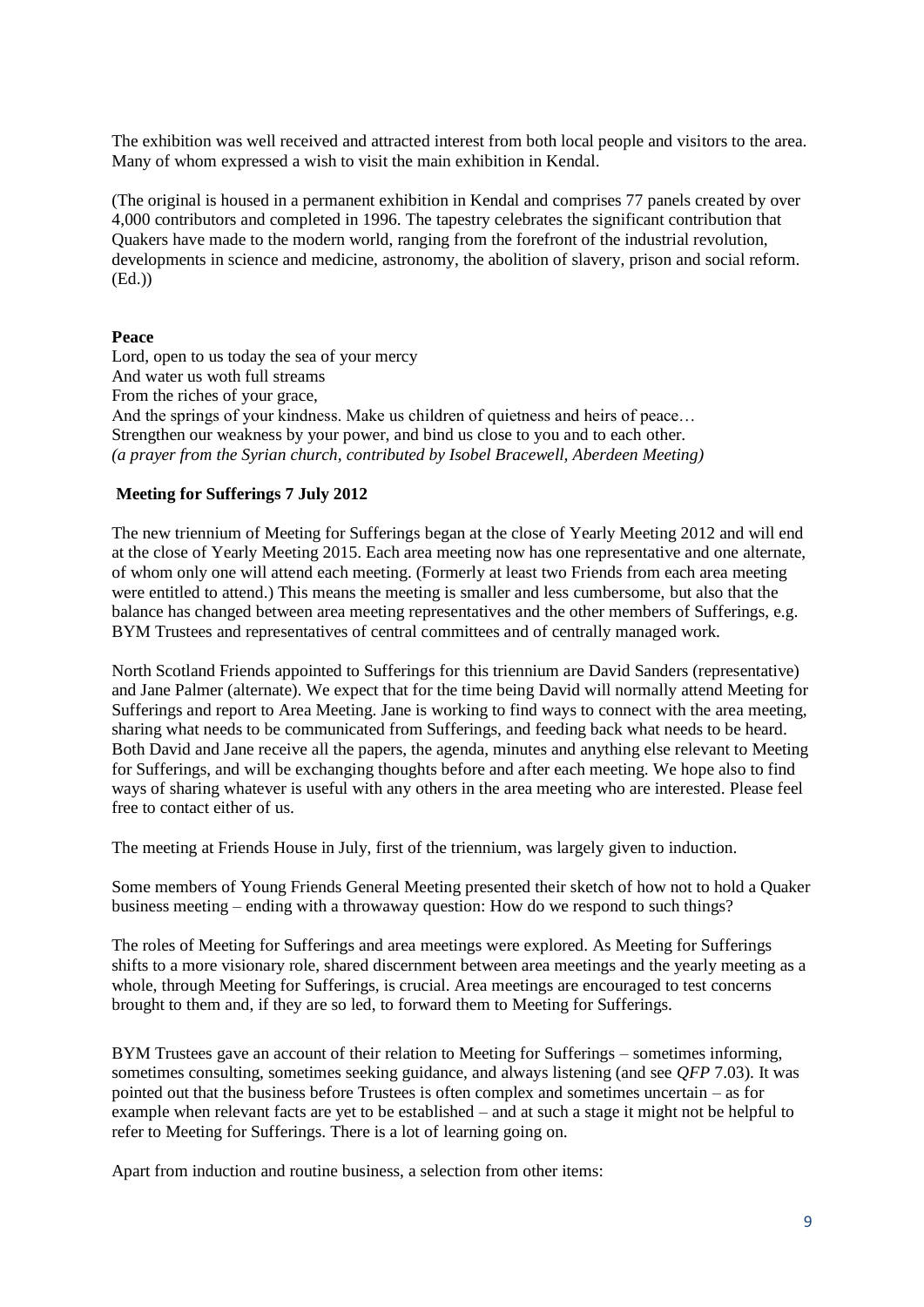The exhibition was well received and attracted interest from both local people and visitors to the area. Many of whom expressed a wish to visit the main exhibition in Kendal.

(The original is housed in a permanent exhibition in Kendal and comprises 77 panels created by over 4,000 contributors and completed in 1996. The tapestry celebrates the significant contribution that Quakers have made to the modern world, ranging from the forefront of the industrial revolution, developments in science and medicine, astronomy, the abolition of slavery, prison and social reform. (Ed.))

**Peace**

Lord, open to us today the sea of your mercy
And water us woth full streams
From the riches of your grace,
And the springs of your kindness. Make us children of quietness and heirs of peace…
Strengthen our weakness by your power, and bind us close to you and to each other.
*(a prayer from the Syrian church, contributed by Isobel Bracewell, Aberdeen Meeting)*

**Meeting for Sufferings 7 July 2012**

The new triennium of Meeting for Sufferings began at the close of Yearly Meeting 2012 and will end at the close of Yearly Meeting 2015. Each area meeting now has one representative and one alternate, of whom only one will attend each meeting. (Formerly at least two Friends from each area meeting were entitled to attend.) This means the meeting is smaller and less cumbersome, but also that the balance has changed between area meeting representatives and the other members of Sufferings, e.g. BYM Trustees and representatives of central committees and of centrally managed work.

North Scotland Friends appointed to Sufferings for this triennium are David Sanders (representative) and Jane Palmer (alternate). We expect that for the time being David will normally attend Meeting for Sufferings and report to Area Meeting. Jane is working to find ways to connect with the area meeting, sharing what needs to be communicated from Sufferings, and feeding back what needs to be heard. Both David and Jane receive all the papers, the agenda, minutes and anything else relevant to Meeting for Sufferings, and will be exchanging thoughts before and after each meeting. We hope also to find ways of sharing whatever is useful with any others in the area meeting who are interested. Please feel free to contact either of us.

The meeting at Friends House in July, first of the triennium, was largely given to induction.

Some members of Young Friends General Meeting presented their sketch of how not to hold a Quaker business meeting – ending with a throwaway question: How do we respond to such things?

The roles of Meeting for Sufferings and area meetings were explored. As Meeting for Sufferings shifts to a more visionary role, shared discernment between area meetings and the yearly meeting as a whole, through Meeting for Sufferings, is crucial. Area meetings are encouraged to test concerns brought to them and, if they are so led, to forward them to Meeting for Sufferings.

BYM Trustees gave an account of their relation to Meeting for Sufferings – sometimes informing, sometimes consulting, sometimes seeking guidance, and always listening (and see *QFP* 7.03). It was pointed out that the business before Trustees is often complex and sometimes uncertain – as for example when relevant facts are yet to be established – and at such a stage it might not be helpful to refer to Meeting for Sufferings. There is a lot of learning going on.

Apart from induction and routine business, a selection from other items: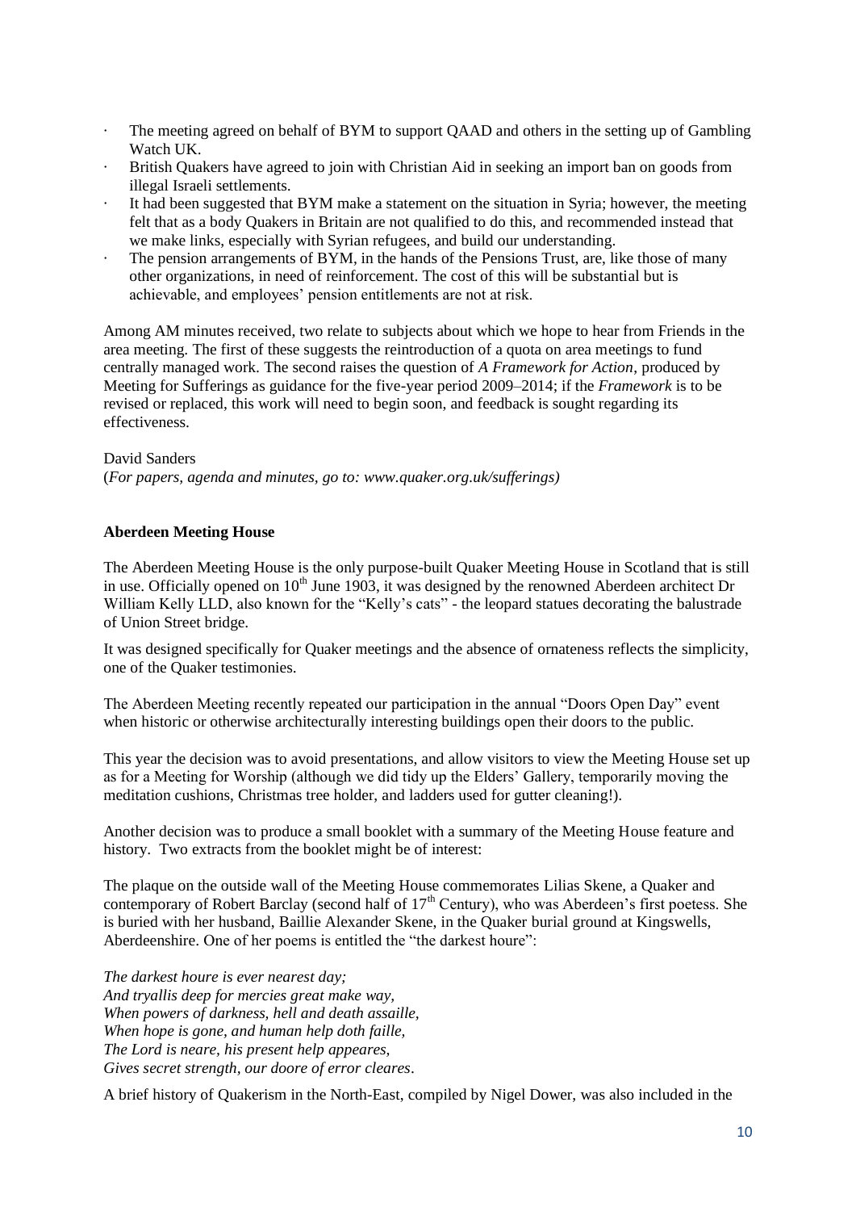- The meeting agreed on behalf of BYM to support QAAD and others in the setting up of Gambling Watch UK.
- British Quakers have agreed to join with Christian Aid in seeking an import ban on goods from illegal Israeli settlements.
- It had been suggested that BYM make a statement on the situation in Syria; however, the meeting felt that as a body Quakers in Britain are not qualified to do this, and recommended instead that we make links, especially with Syrian refugees, and build our understanding.
- The pension arrangements of BYM, in the hands of the Pensions Trust, are, like those of many other organizations, in need of reinforcement. The cost of this will be substantial but is achievable, and employees' pension entitlements are not at risk.

Among AM minutes received, two relate to subjects about which we hope to hear from Friends in the area meeting. The first of these suggests the reintroduction of a quota on area meetings to fund centrally managed work. The second raises the question of *A Framework for Action*, produced by Meeting for Sufferings as guidance for the five-year period 2009–2014; if the *Framework* is to be revised or replaced, this work will need to begin soon, and feedback is sought regarding its effectiveness.

David Sanders
(*For papers, agenda and minutes, go to: www.quaker.org.uk/sufferings)*

**Aberdeen Meeting House**

The Aberdeen Meeting House is the only purpose-built Quaker Meeting House in Scotland that is still in use. Officially opened on 10th June 1903, it was designed by the renowned Aberdeen architect Dr William Kelly LLD, also known for the "Kelly's cats" - the leopard statues decorating the balustrade of Union Street bridge.

It was designed specifically for Quaker meetings and the absence of ornateness reflects the simplicity, one of the Quaker testimonies.

The Aberdeen Meeting recently repeated our participation in the annual "Doors Open Day" event when historic or otherwise architecturally interesting buildings open their doors to the public.

This year the decision was to avoid presentations, and allow visitors to view the Meeting House set up as for a Meeting for Worship (although we did tidy up the Elders' Gallery, temporarily moving the meditation cushions, Christmas tree holder, and ladders used for gutter cleaning!).

Another decision was to produce a small booklet with a summary of the Meeting House feature and history. Two extracts from the booklet might be of interest:

The plaque on the outside wall of the Meeting House commemorates Lilias Skene, a Quaker and contemporary of Robert Barclay (second half of 17th Century), who was Aberdeen's first poetess. She is buried with her husband, Baillie Alexander Skene, in the Quaker burial ground at Kingswells, Aberdeenshire. One of her poems is entitled the "the darkest houre":

*The darkest houre is ever nearest day;*
*And tryallis deep for mercies great make way,*
*When powers of darkness, hell and death assaille,*
*When hope is gone, and human help doth faille,*
*The Lord is neare, his present help appeares,*
*Gives secret strength, our doore of error cleares.*

A brief history of Quakerism in the North-East, compiled by Nigel Dower, was also included in the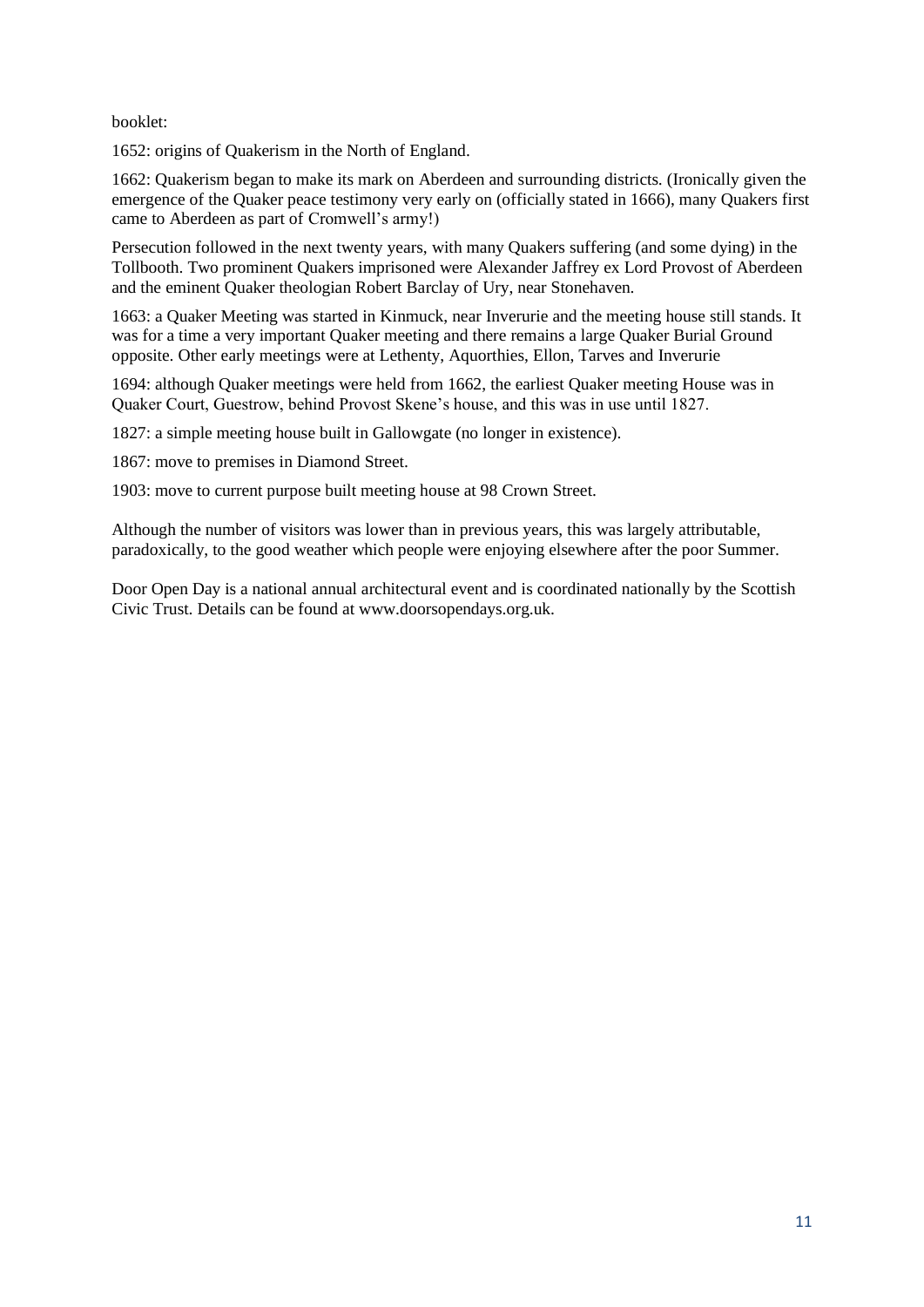booklet:

1652: origins of Quakerism in the North of England.

1662: Quakerism began to make its mark on Aberdeen and surrounding districts. (Ironically given the emergence of the Quaker peace testimony very early on (officially stated in 1666), many Quakers first came to Aberdeen as part of Cromwell's army!)

Persecution followed in the next twenty years, with many Quakers suffering (and some dying) in the Tollbooth. Two prominent Quakers imprisoned were Alexander Jaffrey ex Lord Provost of Aberdeen and the eminent Quaker theologian Robert Barclay of Ury, near Stonehaven.

1663: a Quaker Meeting was started in Kinmuck, near Inverurie and the meeting house still stands. It was for a time a very important Quaker meeting and there remains a large Quaker Burial Ground opposite. Other early meetings were at Lethenty, Aquorthies, Ellon, Tarves and Inverurie

1694: although Quaker meetings were held from 1662, the earliest Quaker meeting House was in Quaker Court, Guestrow, behind Provost Skene's house, and this was in use until 1827.

1827: a simple meeting house built in Gallowgate (no longer in existence).

1867: move to premises in Diamond Street.

1903: move to current purpose built meeting house at 98 Crown Street.

Although the number of visitors was lower than in previous years, this was largely attributable, paradoxically, to the good weather which people were enjoying elsewhere after the poor Summer.

Door Open Day is a national annual architectural event and is coordinated nationally by the Scottish Civic Trust. Details can be found at www.doorsopendays.org.uk.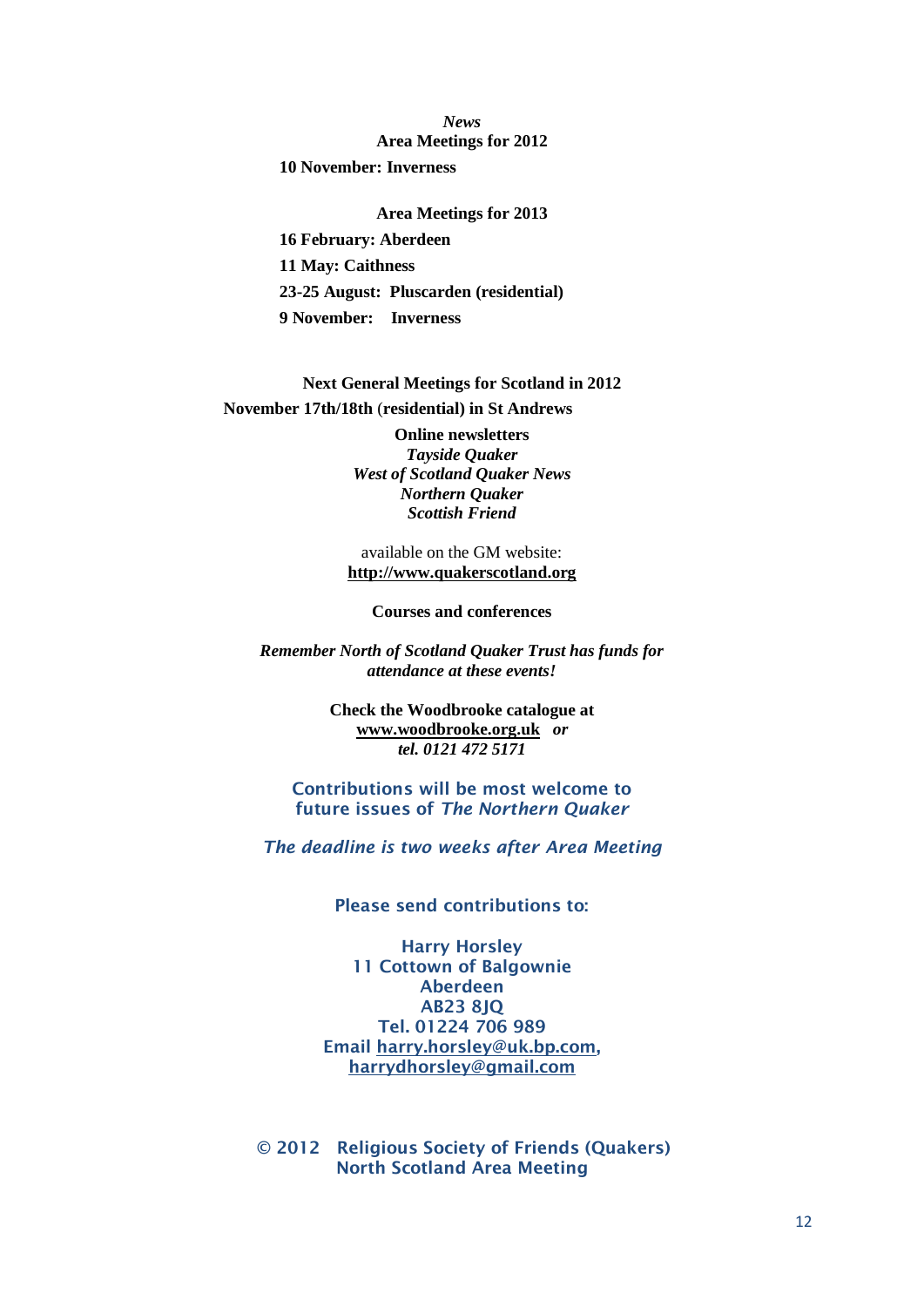*News*

**Area Meetings for 2012**

**10 November: Inverness**

**Area Meetings for 2013**

**16 February: Aberdeen**

**11 May: Caithness**

**23-25 August: Pluscarden (residential)**

**9 November: Inverness**

**Next General Meetings for Scotland in 2012**

**November 17th/18th (residential) in St Andrews**

**Online newsletters**

***Tayside Quaker***

***West of Scotland Quaker News***

***Northern Quaker***

***Scottish Friend***

available on the GM website:
**http://www.quakerscotland.org**

**Courses and conferences**

***Remember North of Scotland Quaker Trust has funds for attendance at these events!***

**Check the Woodbrooke catalogue at**
**www.woodbrooke.org.uk** ***or***
***tel. 0121 472 5171***

**Contributions will be most welcome to future issues of *The Northern Quaker***

***The deadline is two weeks after Area Meeting***

**Please send contributions to:**

**Harry Horsley**
**11 Cottown of Balgownie**
**Aberdeen**
**AB23 8JQ**
**Tel. 01224 706 989**
**Email harry.horsley@uk.bp.com, harrydhorsley@gmail.com**

**© 2012 Religious Society of Friends (Quakers)**
**North Scotland Area Meeting**